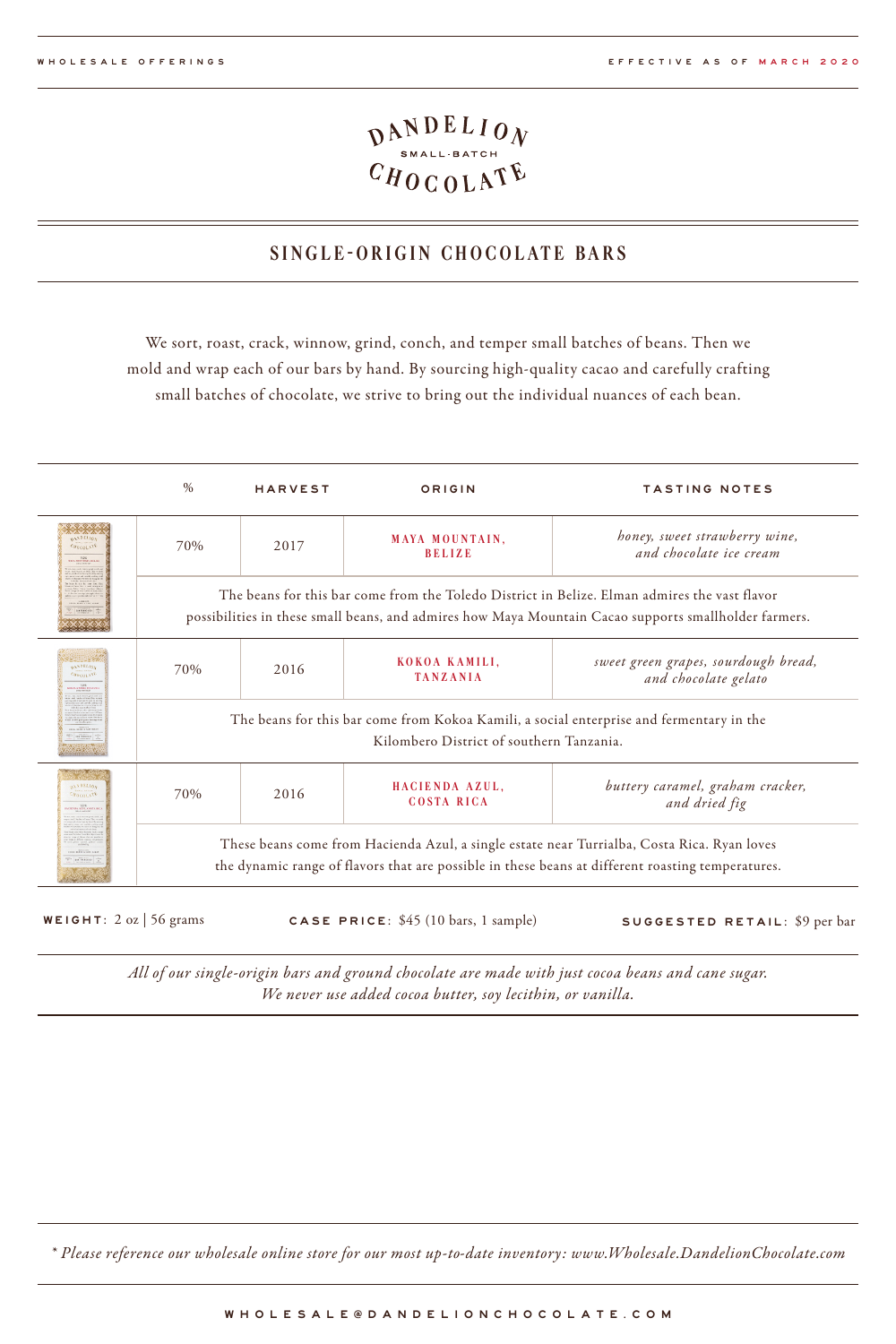WHOLESALE OFFERINGS

EFFECTIVE AS OF MARCH 2020

# DANDELION SMALL-BATCH CHOCOLATE

## SINGLE-ORIGIN CHOCOLATE BARS

We sort, roast, crack, winnow, grind, conch, and temper small batches of beans. Then we mold and wrap each of our bars by hand. By sourcing high-quality cacao and carefully crafting small batches of chocolate, we strive to bring out the individual nuances of each bean.

| % | HARVEST | ORIGIN | TASTING NOTES |
|---|---|---|---|
| 70% | 2017 | MAYA MOUNTAIN, BELIZE | *honey, sweet strawberry wine, and chocolate ice cream* |
| The beans for this bar come from the Toledo District in Belize. Elman admires the vast flavor possibilities in these small beans, and admires how Maya Mountain Cacao supports smallholder farmers. | | | |
| 70% | 2016 | KOKOA KAMILI, TANZANIA | *sweet green grapes, sourdough bread, and chocolate gelato* |
| The beans for this bar come from Kokoa Kamili, a social enterprise and fermentary in the Kilombero District of southern Tanzania. | | | |
| 70% | 2016 | HACIENDA AZUL, COSTA RICA | *buttery caramel, graham cracker, and dried fig* |
| These beans come from Hacienda Azul, a single estate near Turrialba, Costa Rica. Ryan loves the dynamic range of flavors that are possible in these beans at different roasting temperatures. | | | |

**WEIGHT**: 2 oz | 56 grams **CASE PRICE**: $45 (10 bars, 1 sample) **SUGGESTED RETAIL**: $9 per bar

*All of our single-origin bars and ground chocolate are made with just cocoa beans and cane sugar. We never use added cocoa butter, soy lecithin, or vanilla.*

*\* Please reference our wholesale online store for our most up-to-date inventory: www.Wholesale.DandelionChocolate.com*

WHOLESALE@DANDELIONCHOCOLATE.COM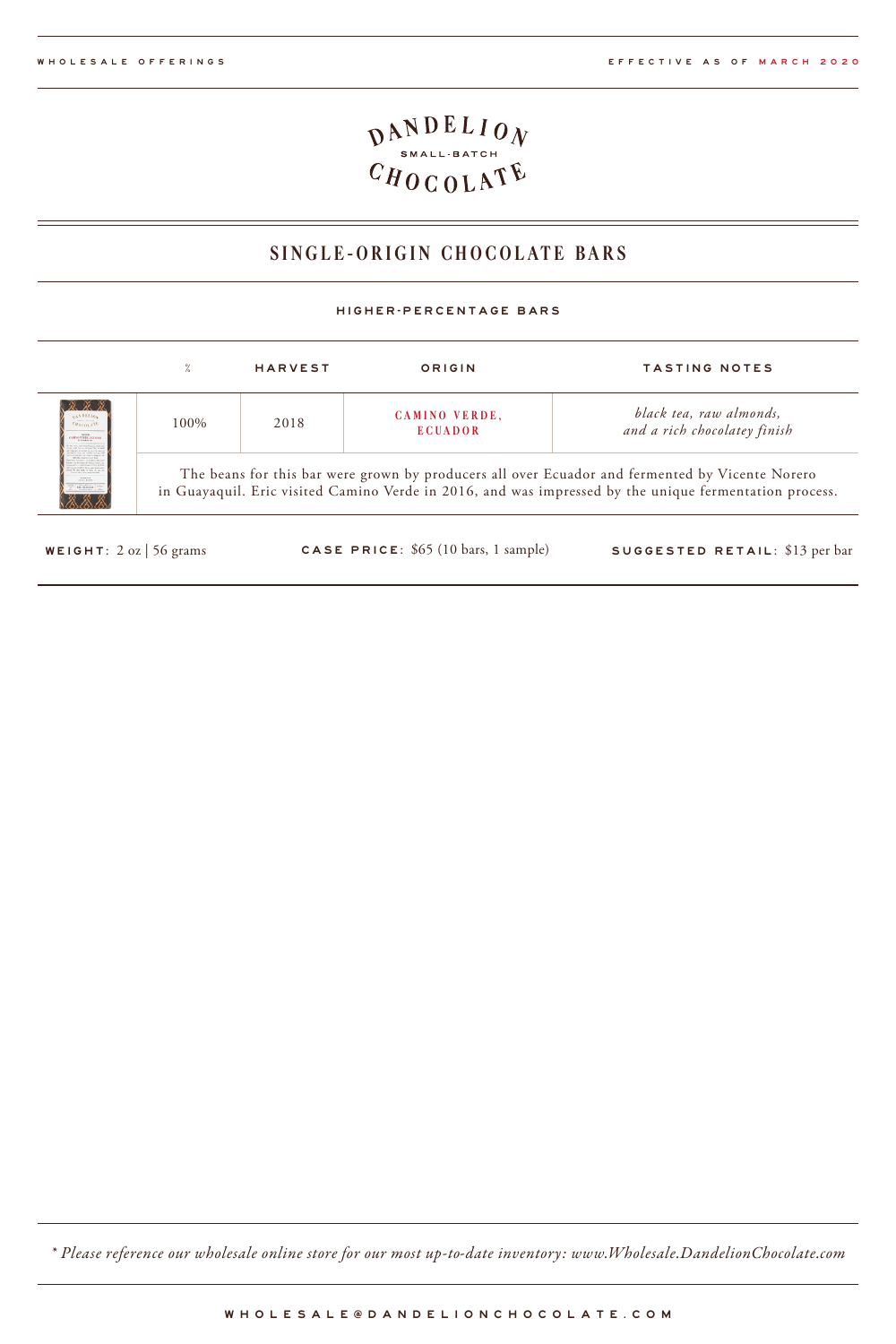WHOLESALE OFFERINGS

EFFECTIVE AS OF MARCH 2020

DANDELION SMALL-BATCH CHOCOLATE

## SINGLE-ORIGIN CHOCOLATE BARS

### HIGHER-PERCENTAGE BARS

| % | HARVEST | ORIGIN | TASTING NOTES |
|---|---|---|---|
| 100% | 2018 | CAMINO VERDE, ECUADOR | *black tea, raw almonds, and a rich chocolatey finish* |

The beans for this bar were grown by producers all over Ecuador and fermented by Vicente Norero in Guayaquil. Eric visited Camino Verde in 2016, and was impressed by the unique fermentation process.

**WEIGHT**: 2 oz | 56 grams

**CASE PRICE**: $65 (10 bars, 1 sample)

**SUGGESTED RETAIL**: $13 per bar

*\* Please reference our wholesale online store for our most up-to-date inventory: www.Wholesale.DandelionChocolate.com*

WHOLESALE@DANDELIONCHOCOLATE.COM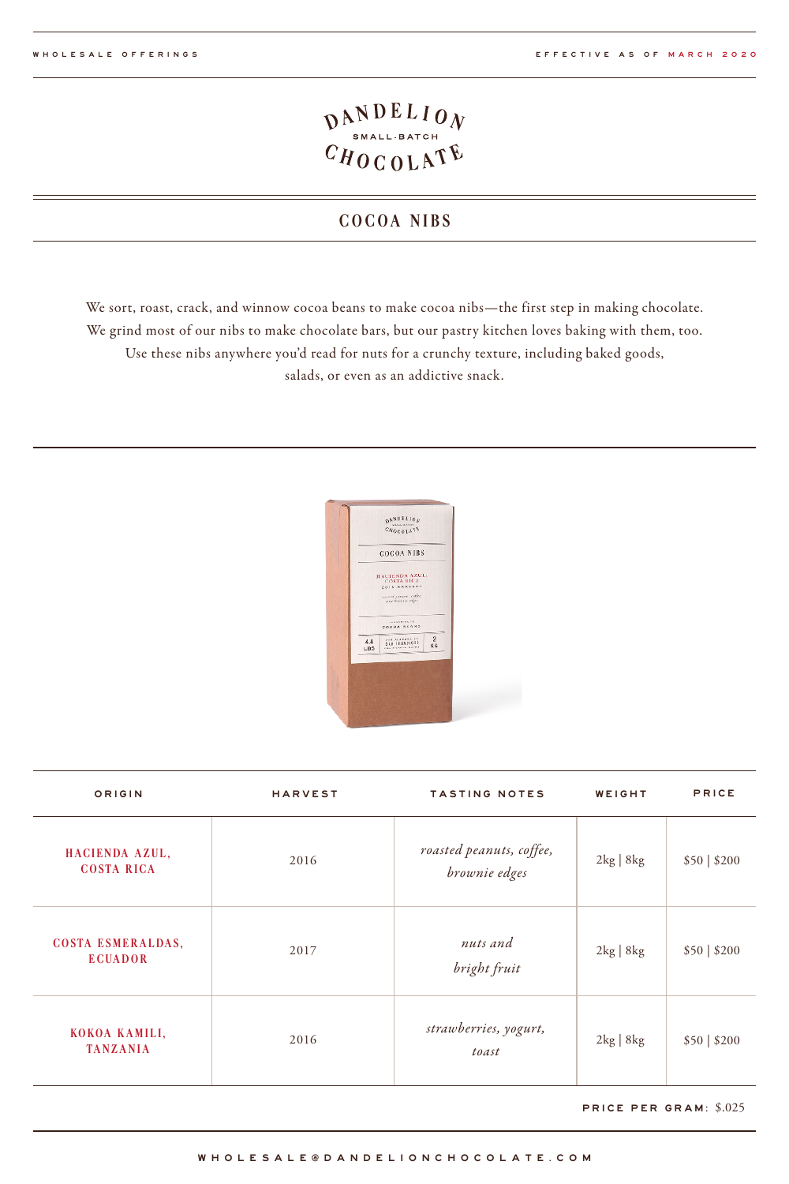WHOLESALE OFFERINGS

EFFECTIVE AS OF MARCH 2020

DANDELION SMALL-BATCH CHOCOLATE

## COCOA NIBS

We sort, roast, crack, and winnow cocoa beans to make cocoa nibs—the first step in making chocolate. We grind most of our nibs to make chocolate bars, but our pastry kitchen loves baking with them, too. Use these nibs anywhere you'd read for nuts for a crunchy texture, including baked goods, salads, or even as an addictive snack.

| ORIGIN | HARVEST | TASTING NOTES | WEIGHT | PRICE |
|---|---|---|---|---|
| HACIENDA AZUL, COSTA RICA | 2016 | *roasted peanuts, coffee, brownie edges* | 2kg \| 8kg | $50 \| $200 |
| COSTA ESMERALDAS, ECUADOR | 2017 | *nuts and bright fruit* | 2kg \| 8kg | $50 \| $200 |
| KOKOA KAMILI, TANZANIA | 2016 | *strawberries, yogurt, toast* | 2kg \| 8kg | $50 \| $200 |

**PRICE PER GRAM:** $.025

WHOLESALE@DANDELIONCHOCOLATE.COM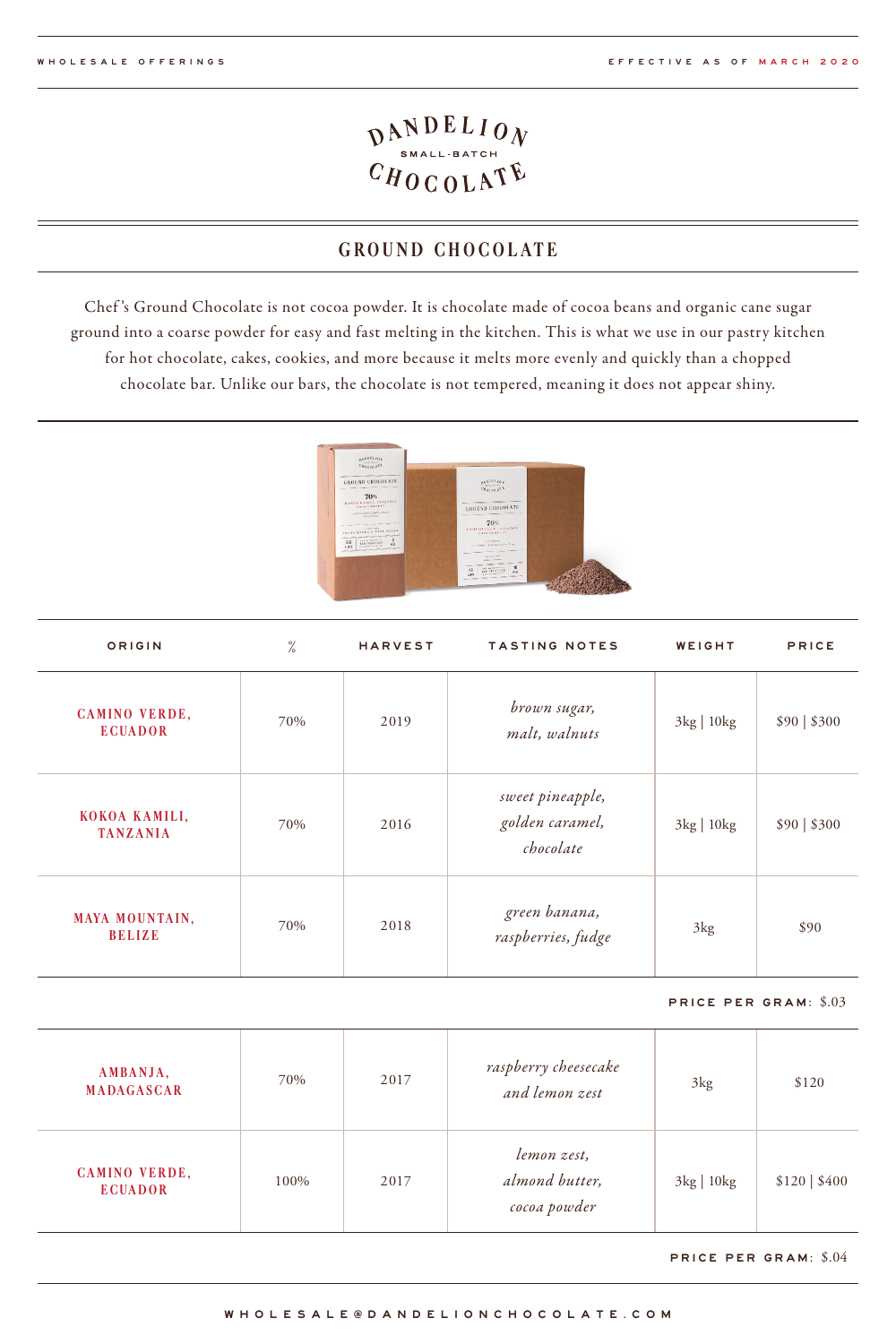WHOLESALE OFFERINGS | EFFECTIVE AS OF MARCH 2020

# DANDELION SMALL-BATCH CHOCOLATE

## GROUND CHOCOLATE

Chef's Ground Chocolate is not cocoa powder. It is chocolate made of cocoa beans and organic cane sugar ground into a coarse powder for easy and fast melting in the kitchen. This is what we use in our pastry kitchen for hot chocolate, cakes, cookies, and more because it melts more evenly and quickly than a chopped chocolate bar. Unlike our bars, the chocolate is not tempered, meaning it does not appear shiny.

| ORIGIN | % | HARVEST | TASTING NOTES | WEIGHT | PRICE |
|---|---|---|---|---|---|
| CAMINO VERDE, ECUADOR | 70% | 2019 | *brown sugar, malt, walnuts* | 3kg \| 10kg | $90 \| $300 |
| KOKOA KAMILI, TANZANIA | 70% | 2016 | *sweet pineapple, golden caramel, chocolate* | 3kg \| 10kg | $90 \| $300 |
| MAYA MOUNTAIN, BELIZE | 70% | 2018 | *green banana, raspberries, fudge* | 3kg | $90 |

**PRICE PER GRAM**: $.03

| ORIGIN | % | HARVEST | TASTING NOTES | WEIGHT | PRICE |
|---|---|---|---|---|---|
| AMBANJA, MADAGASCAR | 70% | 2017 | *raspberry cheesecake and lemon zest* | 3kg | $120 |
| CAMINO VERDE, ECUADOR | 100% | 2017 | *lemon zest, almond butter, cocoa powder* | 3kg \| 10kg | $120 \| $400 |

**PRICE PER GRAM**: $.04

WHOLESALE@DANDELIONCHOCOLATE.COM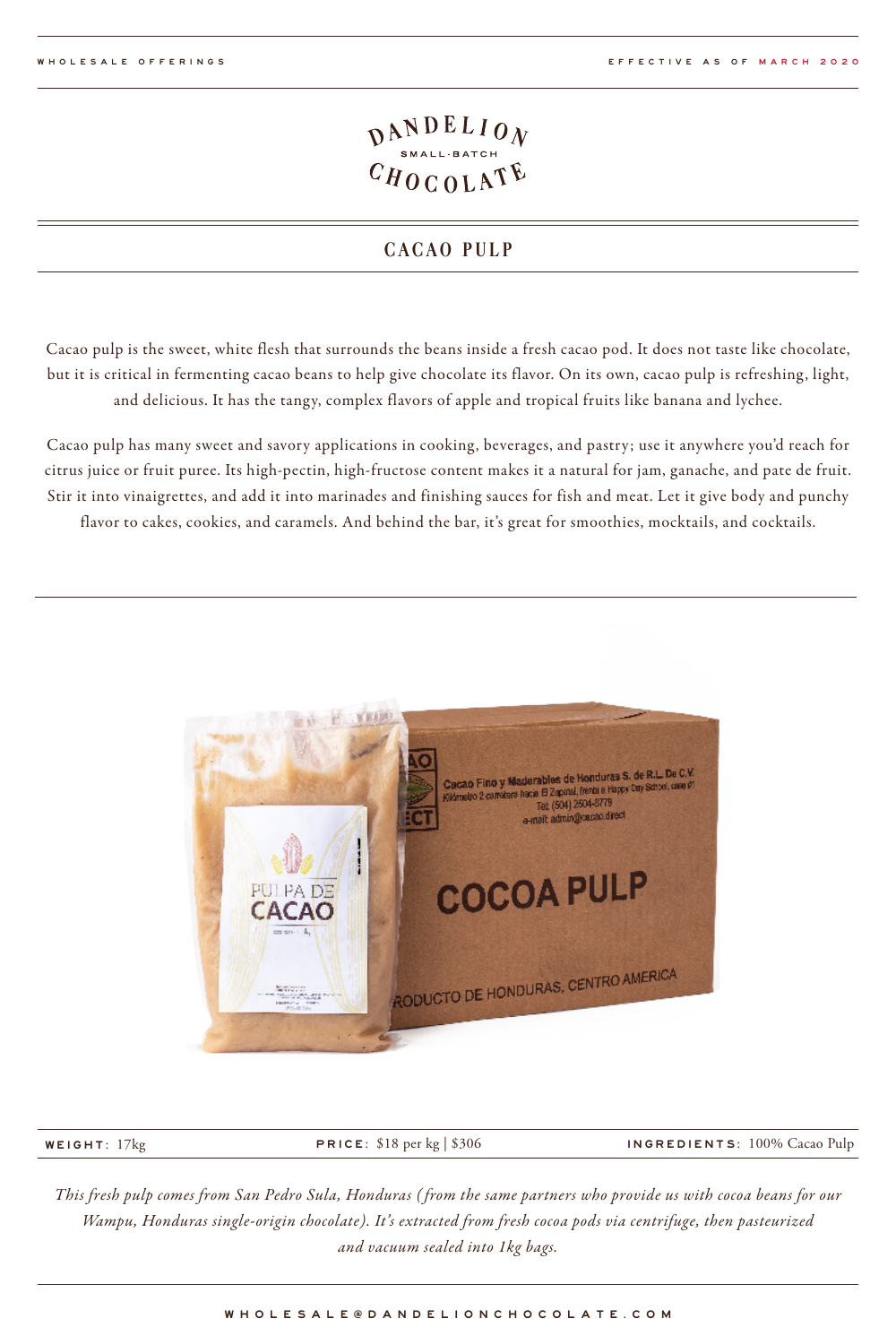WHOLESALE OFFERINGS — EFFECTIVE AS OF MARCH 2020

DANDELION SMALL-BATCH CHOCOLATE

## CACAO PULP

Cacao pulp is the sweet, white flesh that surrounds the beans inside a fresh cacao pod. It does not taste like chocolate, but it is critical in fermenting cacao beans to help give chocolate its flavor. On its own, cacao pulp is refreshing, light, and delicious. It has the tangy, complex flavors of apple and tropical fruits like banana and lychee.

Cacao pulp has many sweet and savory applications in cooking, beverages, and pastry; use it anywhere you'd reach for citrus juice or fruit puree. Its high-pectin, high-fructose content makes it a natural for jam, ganache, and pate de fruit. Stir it into vinaigrettes, and add it into marinades and finishing sauces for fish and meat. Let it give body and punchy flavor to cakes, cookies, and caramels. And behind the bar, it's great for smoothies, mocktails, and cocktails.

**WEIGHT**: 17kg | **PRICE**: $18 per kg | $306 | **INGREDIENTS**: 100% Cacao Pulp

*This fresh pulp comes from San Pedro Sula, Honduras (from the same partners who provide us with cocoa beans for our Wampu, Honduras single-origin chocolate). It's extracted from fresh cocoa pods via centrifuge, then pasteurized and vacuum sealed into 1kg bags.*

WHOLESALE@DANDELIONCHOCOLATE.COM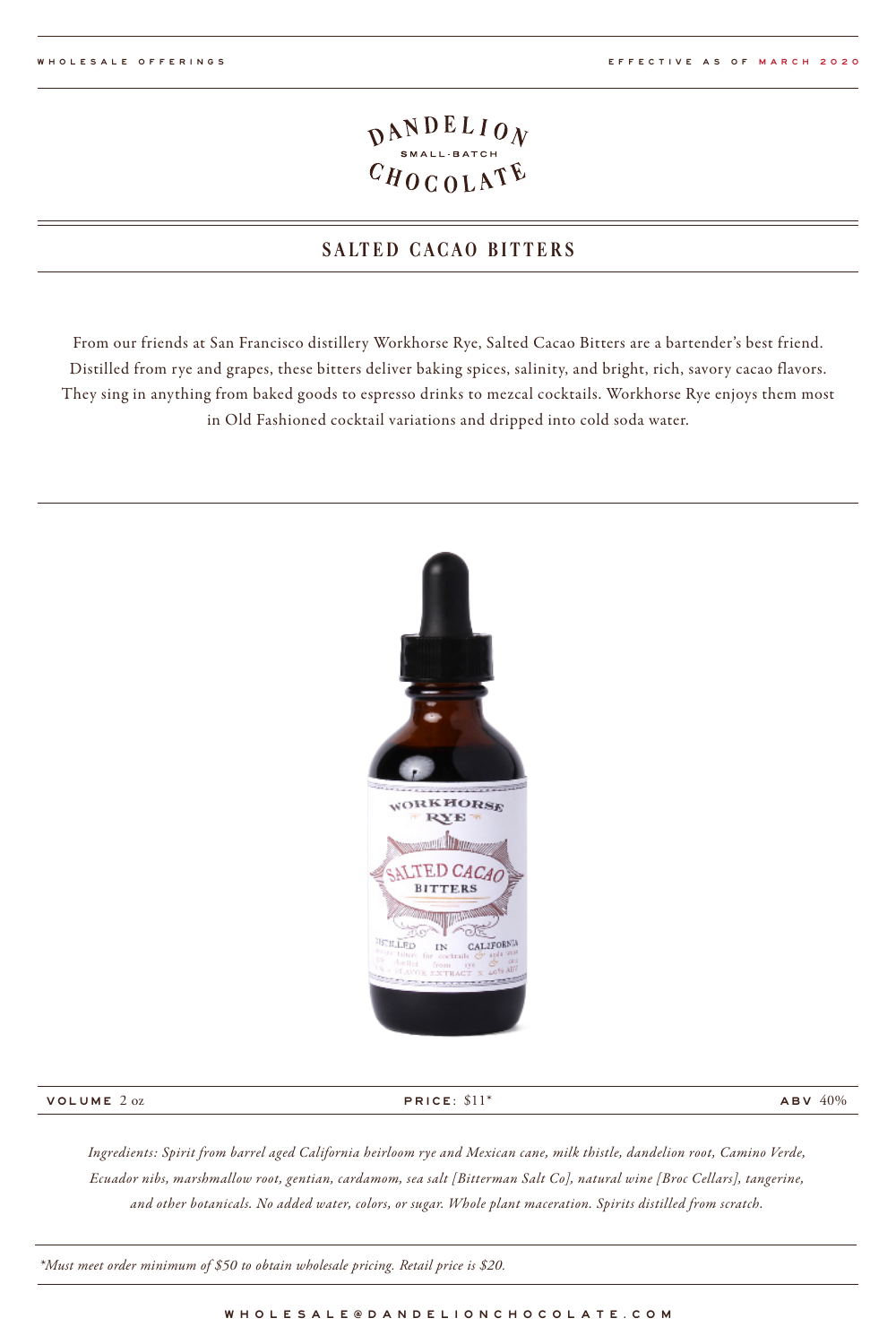WHOLESALE OFFERINGS | EFFECTIVE AS OF MARCH 2020

DANDELION SMALL-BATCH CHOCOLATE

## SALTED CACAO BITTERS

From our friends at San Francisco distillery Workhorse Rye, Salted Cacao Bitters are a bartender's best friend. Distilled from rye and grapes, these bitters deliver baking spices, salinity, and bright, rich, savory cacao flavors. They sing in anything from baked goods to espresso drinks to mezcal cocktails. Workhorse Rye enjoys them most in Old Fashioned cocktail variations and dripped into cold soda water.

**VOLUME** 2 oz | **PRICE**: $11* | **ABV** 40%

*Ingredients: Spirit from barrel aged California heirloom rye and Mexican cane, milk thistle, dandelion root, Camino Verde, Ecuador nibs, marshmallow root, gentian, cardamom, sea salt [Bitterman Salt Co], natural wine [Broc Cellars], tangerine, and other botanicals. No added water, colors, or sugar. Whole plant maceration. Spirits distilled from scratch.*

*\*Must meet order minimum of $50 to obtain wholesale pricing. Retail price is $20.*

WHOLESALE@DANDELIONCHOCOLATE.COM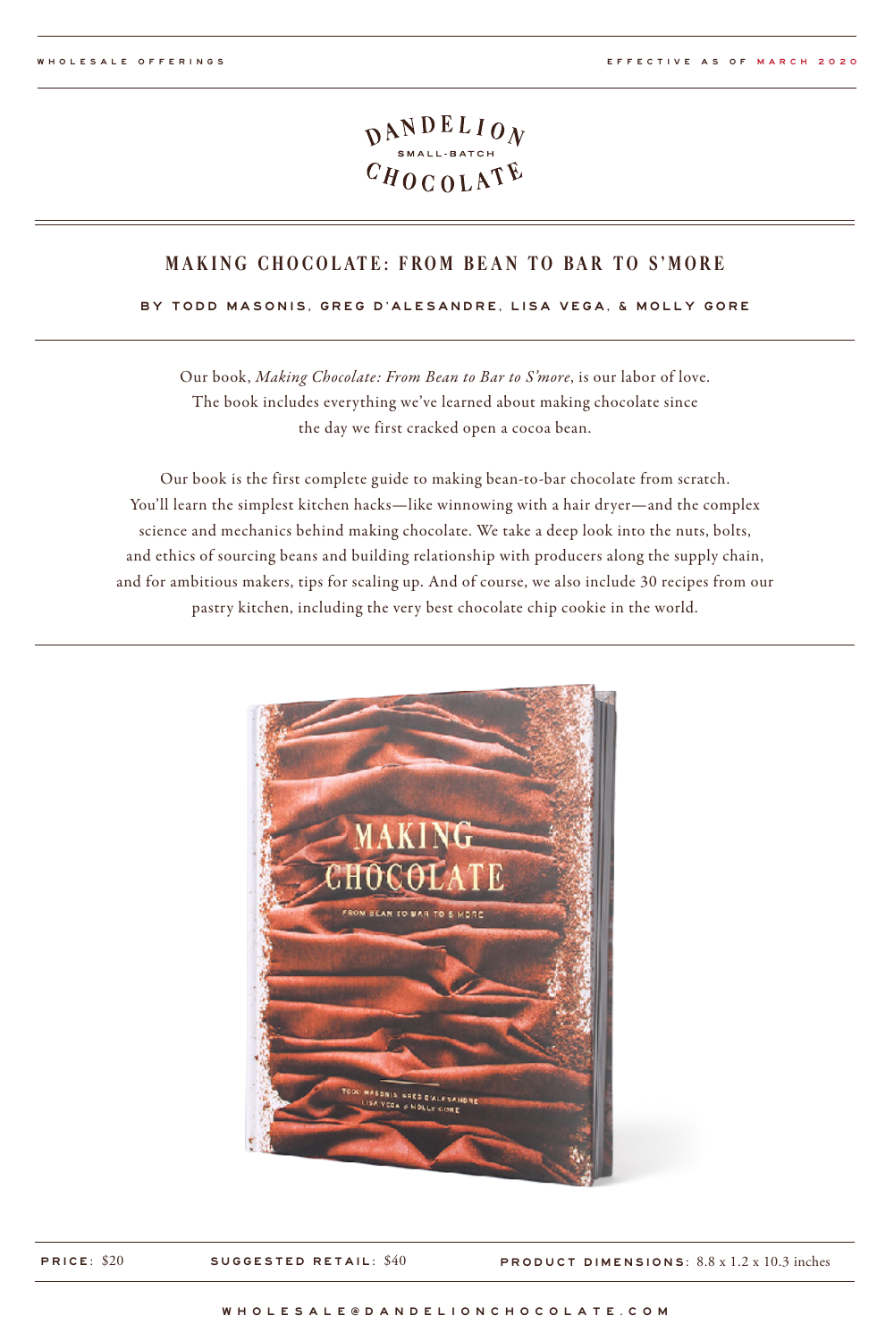WHOLESALE OFFERINGS

EFFECTIVE AS OF MARCH 2020

DANDELION SMALL-BATCH CHOCOLATE

## MAKING CHOCOLATE: FROM BEAN TO BAR TO S'MORE

**BY TODD MASONIS, GREG D'ALESANDRE, LISA VEGA, & MOLLY GORE**

Our book, *Making Chocolate: From Bean to Bar to S'more*, is our labor of love. The book includes everything we've learned about making chocolate since the day we first cracked open a cocoa bean.

Our book is the first complete guide to making bean-to-bar chocolate from scratch. You'll learn the simplest kitchen hacks—like winnowing with a hair dryer—and the complex science and mechanics behind making chocolate. We take a deep look into the nuts, bolts, and ethics of sourcing beans and building relationship with producers along the supply chain, and for ambitious makers, tips for scaling up. And of course, we also include 30 recipes from our pastry kitchen, including the very best chocolate chip cookie in the world.

**PRICE**: $20 **SUGGESTED RETAIL**: $40 **PRODUCT DIMENSIONS**: 8.8 x 1.2 x 10.3 inches

WHOLESALE@DANDELIONCHOCOLATE.COM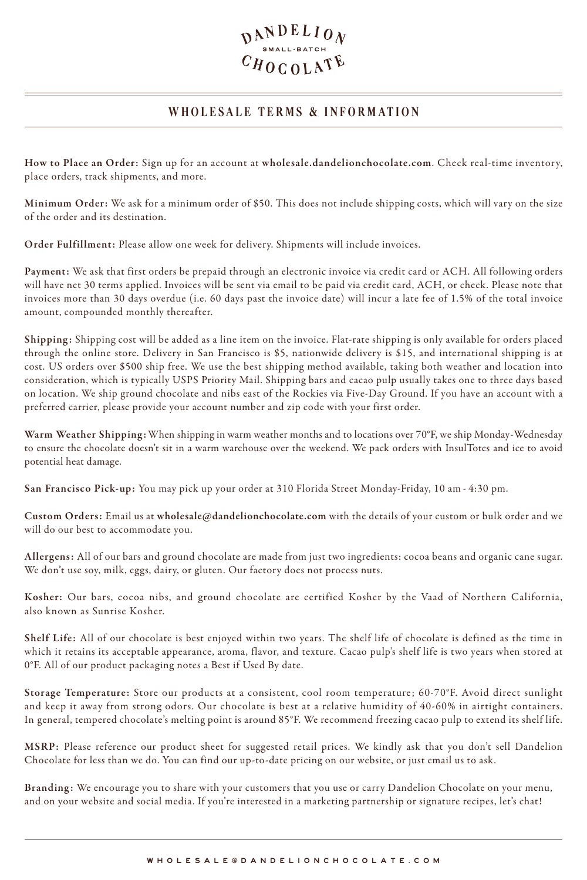DANDELION SMALL-BATCH CHOCOLATE

## WHOLESALE TERMS & INFORMATION

**How to Place an Order:** Sign up for an account at **wholesale.dandelionchocolate.com**. Check real-time inventory, place orders, track shipments, and more.

**Minimum Order:** We ask for a minimum order of $50. This does not include shipping costs, which will vary on the size of the order and its destination.

**Order Fulfillment:** Please allow one week for delivery. Shipments will include invoices.

**Payment:** We ask that first orders be prepaid through an electronic invoice via credit card or ACH. All following orders will have net 30 terms applied. Invoices will be sent via email to be paid via credit card, ACH, or check. Please note that invoices more than 30 days overdue (i.e. 60 days past the invoice date) will incur a late fee of 1.5% of the total invoice amount, compounded monthly thereafter.

**Shipping:** Shipping cost will be added as a line item on the invoice. Flat-rate shipping is only available for orders placed through the online store. Delivery in San Francisco is $5, nationwide delivery is $15, and international shipping is at cost. US orders over $500 ship free. We use the best shipping method available, taking both weather and location into consideration, which is typically USPS Priority Mail. Shipping bars and cacao pulp usually takes one to three days based on location. We ship ground chocolate and nibs east of the Rockies via Five-Day Ground. If you have an account with a preferred carrier, please provide your account number and zip code with your first order.

**Warm Weather Shipping:** When shipping in warm weather months and to locations over 70°F, we ship Monday-Wednesday to ensure the chocolate doesn't sit in a warm warehouse over the weekend. We pack orders with InsulTotes and ice to avoid potential heat damage.

**San Francisco Pick-up:** You may pick up your order at 310 Florida Street Monday-Friday, 10 am - 4:30 pm.

**Custom Orders:** Email us at **wholesale@dandelionchocolate.com** with the details of your custom or bulk order and we will do our best to accommodate you.

**Allergens:** All of our bars and ground chocolate are made from just two ingredients: cocoa beans and organic cane sugar. We don't use soy, milk, eggs, dairy, or gluten. Our factory does not process nuts.

**Kosher:** Our bars, cocoa nibs, and ground chocolate are certified Kosher by the Vaad of Northern California, also known as Sunrise Kosher.

**Shelf Life:** All of our chocolate is best enjoyed within two years. The shelf life of chocolate is defined as the time in which it retains its acceptable appearance, aroma, flavor, and texture. Cacao pulp's shelf life is two years when stored at 0°F. All of our product packaging notes a Best if Used By date.

**Storage Temperature:** Store our products at a consistent, cool room temperature; 60-70°F. Avoid direct sunlight and keep it away from strong odors. Our chocolate is best at a relative humidity of 40-60% in airtight containers. In general, tempered chocolate's melting point is around 85°F. We recommend freezing cacao pulp to extend its shelf life.

**MSRP:** Please reference our product sheet for suggested retail prices. We kindly ask that you don't sell Dandelion Chocolate for less than we do. You can find our up-to-date pricing on our website, or just email us to ask.

**Branding:** We encourage you to share with your customers that you use or carry Dandelion Chocolate on your menu, and on your website and social media. If you're interested in a marketing partnership or signature recipes, let's chat!

WHOLESALE@DANDELIONCHOCOLATE.COM